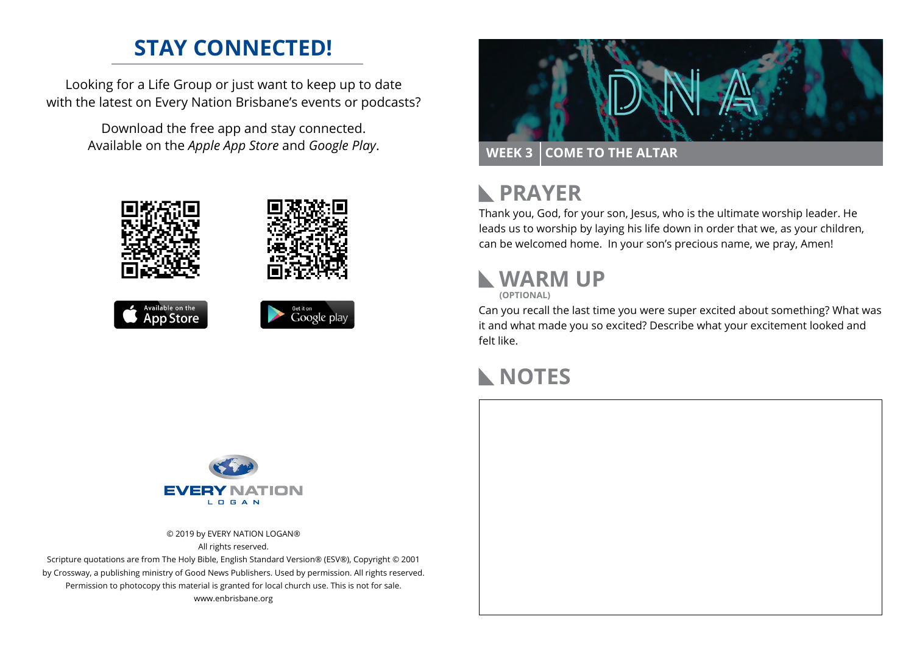## STAY CONNECTED!

Looking for a Life Group or just want to keep up to date with the latest on Every Nation Brisbane's events or podcasts?

Download the free app and stay connected. Available on the *Apple App Store* and *Google Play*.

Available on the App Store

Get it on Google play

EVERY NATION
LOGAN

© 2019 by EVERY NATION LOGAN®
All rights reserved.
Scripture quotations are from The Holy Bible, English Standard Version® (ESV®), Copyright © 2001 by Crossway, a publishing ministry of Good News Publishers. Used by permission. All rights reserved.
Permission to photocopy this material is granted for local church use. This is not for sale.
www.enbrisbane.org

# DNA

**WEEK 3 | COME TO THE ALTAR**

## PRAYER

Thank you, God, for your son, Jesus, who is the ultimate worship leader. He leads us to worship by laying his life down in order that we, as your children, can be welcomed home. In your son's precious name, we pray, Amen!

## WARM UP

**(OPTIONAL)**

Can you recall the last time you were super excited about something? What was it and what made you so excited? Describe what your excitement looked and felt like.

## NOTES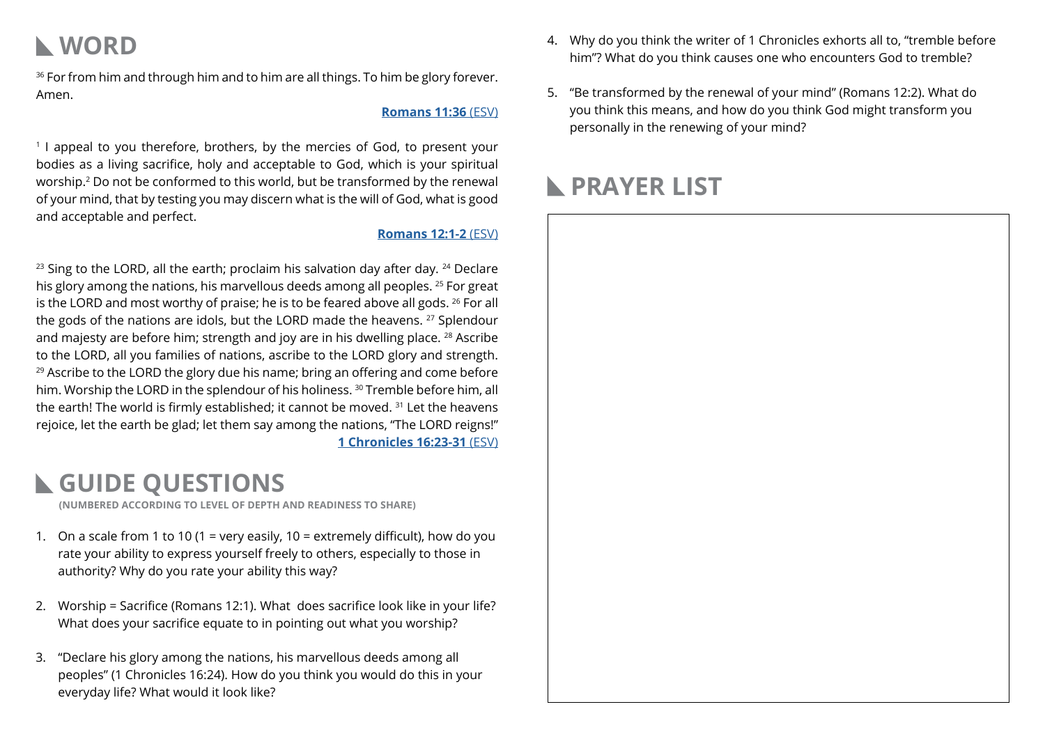## WORD

[36] For from him and through him and to him are all things. To him be glory forever. Amen.

**Romans 11:36** (ESV)

[1] I appeal to you therefore, brothers, by the mercies of God, to present your bodies as a living sacrifice, holy and acceptable to God, which is your spiritual worship.[2] Do not be conformed to this world, but be transformed by the renewal of your mind, that by testing you may discern what is the will of God, what is good and acceptable and perfect.

**Romans 12:1-2** (ESV)

[23] Sing to the LORD, all the earth; proclaim his salvation day after day. [24] Declare his glory among the nations, his marvellous deeds among all peoples. [25] For great is the LORD and most worthy of praise; he is to be feared above all gods. [26] For all the gods of the nations are idols, but the LORD made the heavens. [27] Splendour and majesty are before him; strength and joy are in his dwelling place. [28] Ascribe to the LORD, all you families of nations, ascribe to the LORD glory and strength. [29] Ascribe to the LORD the glory due his name; bring an offering and come before him. Worship the LORD in the splendour of his holiness. [30] Tremble before him, all the earth! The world is firmly established; it cannot be moved. [31] Let the heavens rejoice, let the earth be glad; let them say among the nations, "The LORD reigns!"

**1 Chronicles 16:23-31** (ESV)

## GUIDE QUESTIONS

**(NUMBERED ACCORDING TO LEVEL OF DEPTH AND READINESS TO SHARE)**

1. On a scale from 1 to 10 (1 = very easily, 10 = extremely difficult), how do you rate your ability to express yourself freely to others, especially to those in authority? Why do you rate your ability this way?
2. Worship = Sacrifice (Romans 12:1). What does sacrifice look like in your life? What does your sacrifice equate to in pointing out what you worship?
3. "Declare his glory among the nations, his marvellous deeds among all peoples" (1 Chronicles 16:24). How do you think you would do this in your everyday life? What would it look like?
4. Why do you think the writer of 1 Chronicles exhorts all to, "tremble before him"? What do you think causes one who encounters God to tremble?
5. "Be transformed by the renewal of your mind" (Romans 12:2). What do you think this means, and how do you think God might transform you personally in the renewing of your mind?

## PRAYER LIST